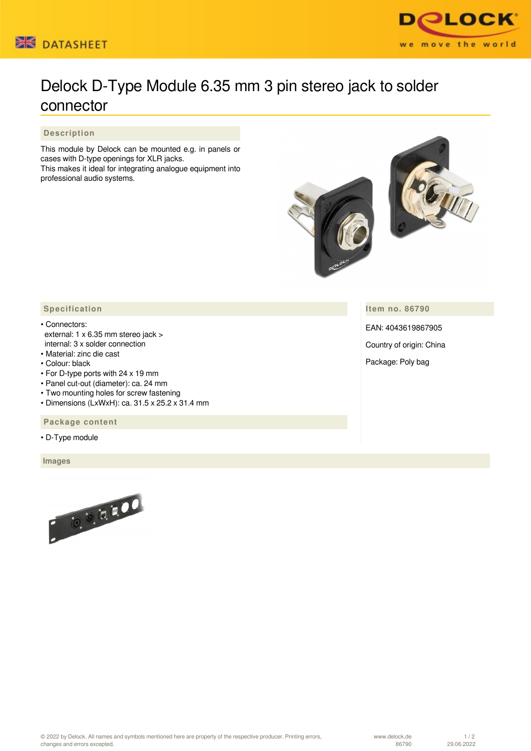# Delock D-Type Module 6.35 mm 3 pin stereo jack to solder connector

## Description

This module by Delock can be mounted e.g. in panels or cases with D-type openings for XLR jacks.
This makes it ideal for integrating analogue equipment into professional audio systems.

## Specification

- Connectors:
  external: 1 x 6.35 mm stereo jack >
  internal: 3 x solder connection
- Material: zinc die cast
- Colour: black
- For D-type ports with 24 x 19 mm
- Panel cut-out (diameter): ca. 24 mm
- Two mounting holes for screw fastening
- Dimensions (LxWxH): ca. 31.5 x 25.2 x 31.4 mm

## Item no. 86790

EAN: 4043619867905

Country of origin: China

Package: Poly bag

## Package content

- D-Type module

## Images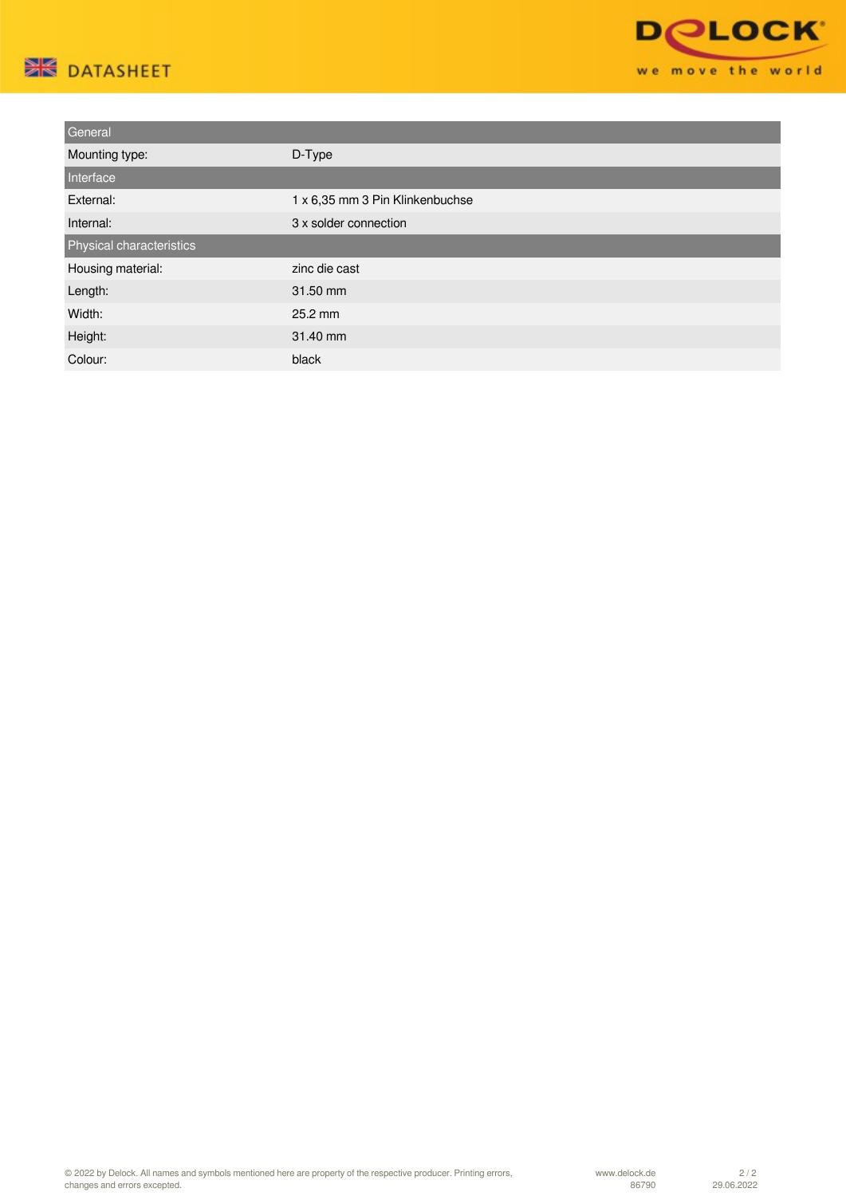| | |
|---|---|
| **General** | |
| Mounting type: | D-Type |
| **Interface** | |
| External: | 1 x 6,35 mm 3 Pin Klinkenbuchse |
| Internal: | 3 x solder connection |
| **Physical characteristics** | |
| Housing material: | zinc die cast |
| Length: | 31.50 mm |
| Width: | 25.2 mm |
| Height: | 31.40 mm |
| Colour: | black |